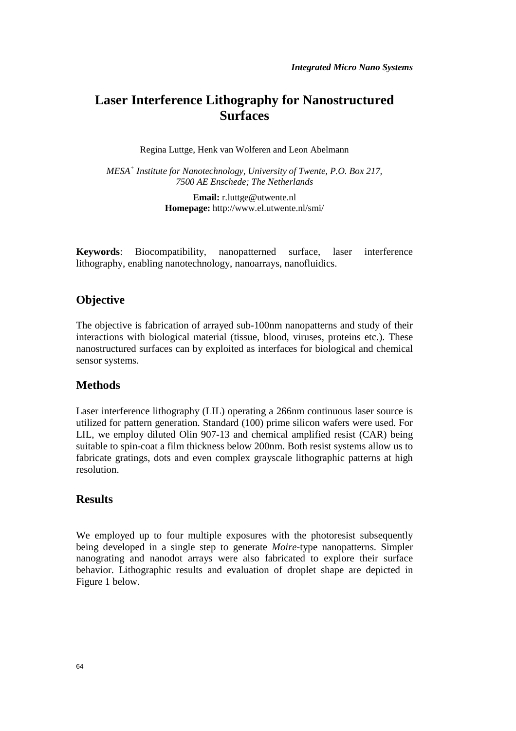# Laser Interference Lithography for Nanostructured Surfaces

Regina Luttge, Henk van Wolferen and Leon Abelmann

*MESA[+] Institute for Nanotechnology, University of Twente, P.O. Box 217, 7500 AE Enschede; The Netherlands*

**Email:** r.luttge@utwente.nl
**Homepage:** http://www.el.utwente.nl/smi/

**Keywords**: Biocompatibility, nanopatterned surface, laser interference lithography, enabling nanotechnology, nanoarrays, nanofluidics.

## Objective

The objective is fabrication of arrayed sub-100nm nanopatterns and study of their interactions with biological material (tissue, blood, viruses, proteins etc.). These nanostructured surfaces can by exploited as interfaces for biological and chemical sensor systems.

## Methods

Laser interference lithography (LIL) operating a 266nm continuous laser source is utilized for pattern generation. Standard (100) prime silicon wafers were used. For LIL, we employ diluted Olin 907-13 and chemical amplified resist (CAR) being suitable to spin-coat a film thickness below 200nm. Both resist systems allow us to fabricate gratings, dots and even complex grayscale lithographic patterns at high resolution.

## Results

We employed up to four multiple exposures with the photoresist subsequently being developed in a single step to generate *Moire*-type nanopatterns. Simpler nanograting and nanodot arrays were also fabricated to explore their surface behavior. Lithographic results and evaluation of droplet shape are depicted in Figure 1 below.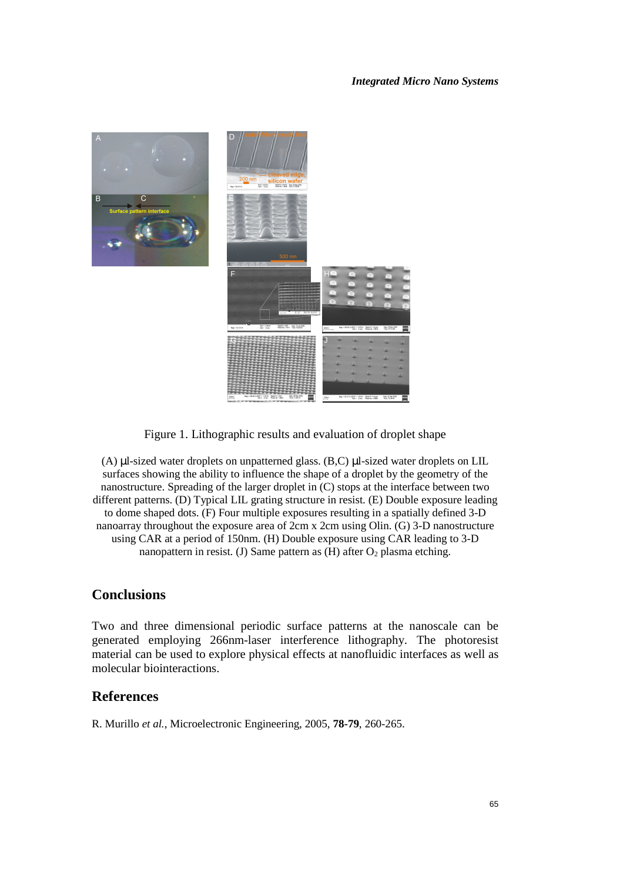Figure 1. Lithographic results and evaluation of droplet shape

(A) µl-sized water droplets on unpatterned glass. (B,C) µl-sized water droplets on LIL surfaces showing the ability to influence the shape of a droplet by the geometry of the nanostructure. Spreading of the larger droplet in (C) stops at the interface between two different patterns. (D) Typical LIL grating structure in resist. (E) Double exposure leading to dome shaped dots. (F) Four multiple exposures resulting in a spatially defined 3-D nanoarray throughout the exposure area of 2cm x 2cm using Olin. (G) 3-D nanostructure using CAR at a period of 150nm. (H) Double exposure using CAR leading to 3-D nanopattern in resist. (J) Same pattern as (H) after $O_2$ plasma etching.

## Conclusions

Two and three dimensional periodic surface patterns at the nanoscale can be generated employing 266nm-laser interference lithography. The photoresist material can be used to explore physical effects at nanofluidic interfaces as well as molecular biointeractions.

## References

R. Murillo *et al.*, Microelectronic Engineering, 2005, **78-79**, 260-265.